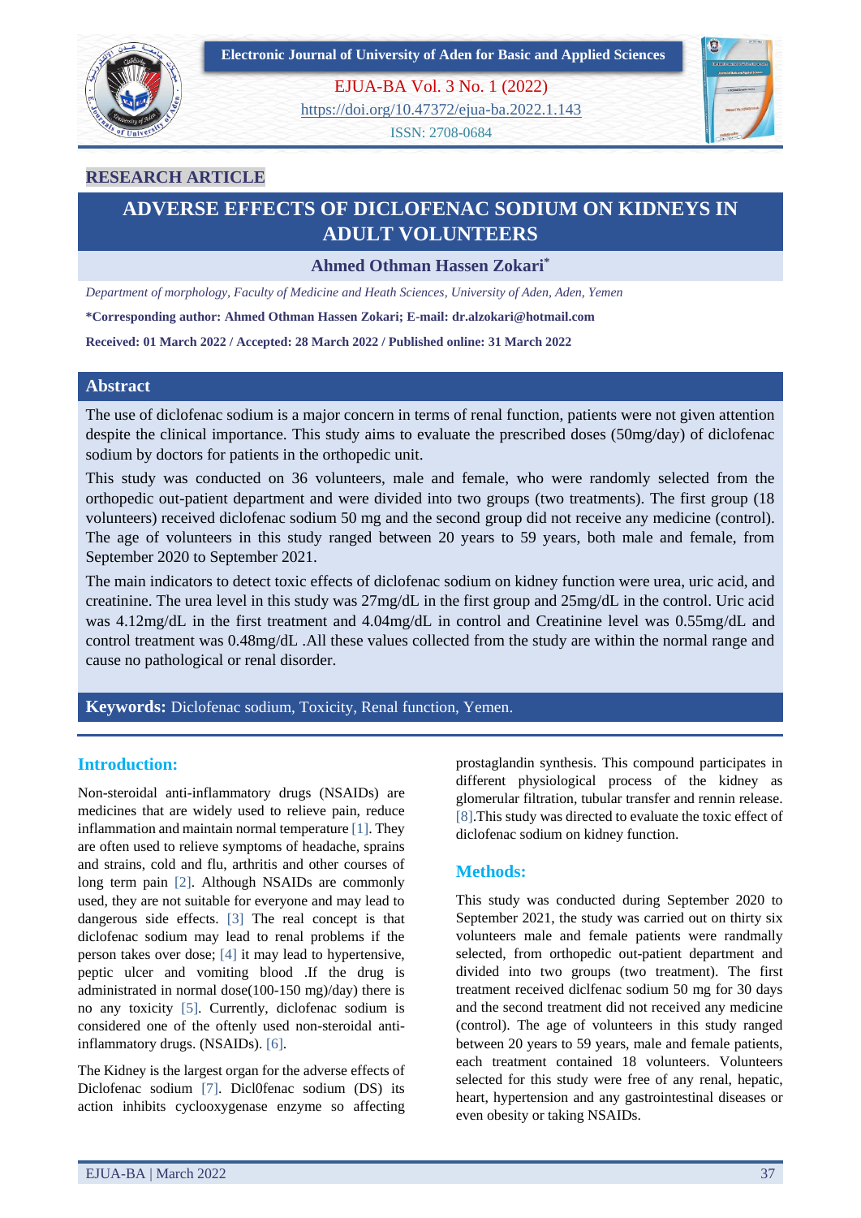**RESEARCH ARTICLE**

# ADVERSE EFFECTS OF DICLOFENAC SODIUM ON KIDNEYS IN ADULT VOLUNTEERS

**Ahmed Othman Hassen Zokari***

*Department of morphology, Faculty of Medicine and Heath Sciences, University of Aden, Aden, Yemen*

**\*Corresponding author: Ahmed Othman Hassen Zokari; E-mail: dr.alzokari@hotmail.com**

**Received: 01 March 2022 / Accepted: 28 March 2022 / Published online: 31 March 2022**

## Abstract

The use of diclofenac sodium is a major concern in terms of renal function, patients were not given attention despite the clinical importance. This study aims to evaluate the prescribed doses (50mg/day) of diclofenac sodium by doctors for patients in the orthopedic unit.

This study was conducted on 36 volunteers, male and female, who were randomly selected from the orthopedic out-patient department and were divided into two groups (two treatments). The first group (18 volunteers) received diclofenac sodium 50 mg and the second group did not receive any medicine (control). The age of volunteers in this study ranged between 20 years to 59 years, both male and female, from September 2020 to September 2021.

The main indicators to detect toxic effects of diclofenac sodium on kidney function were urea, uric acid, and creatinine. The urea level in this study was 27mg/dL in the first group and 25mg/dL in the control. Uric acid was 4.12mg/dL in the first treatment and 4.04mg/dL in control and Creatinine level was 0.55mg/dL and control treatment was 0.48mg/dL .All these values collected from the study are within the normal range and cause no pathological or renal disorder.

**Keywords:** Diclofenac sodium, Toxicity, Renal function, Yemen.

## Introduction:

Non-steroidal anti-inflammatory drugs (NSAIDs) are medicines that are widely used to relieve pain, reduce inflammation and maintain normal temperature [1]. They are often used to relieve symptoms of headache, sprains and strains, cold and flu, arthritis and other courses of long term pain [2]. Although NSAIDs are commonly used, they are not suitable for everyone and may lead to dangerous side effects. [3] The real concept is that diclofenac sodium may lead to renal problems if the person takes over dose; [4] it may lead to hypertensive, peptic ulcer and vomiting blood .If the drug is administrated in normal dose(100-150 mg)/day) there is no any toxicity [5]. Currently, diclofenac sodium is considered one of the oftenly used non-steroidal anti-inflammatory drugs. (NSAIDs). [6].

The Kidney is the largest organ for the adverse effects of Diclofenac sodium [7]. Dicl0fenac sodium (DS) its action inhibits cyclooxygenase enzyme so affecting prostaglandin synthesis. This compound participates in different physiological process of the kidney as glomerular filtration, tubular transfer and rennin release. [8].This study was directed to evaluate the toxic effect of diclofenac sodium on kidney function.

## Methods:

This study was conducted during September 2020 to September 2021, the study was carried out on thirty six volunteers male and female patients were randmally selected, from orthopedic out-patient department and divided into two groups (two treatment). The first treatment received diclfenac sodium 50 mg for 30 days and the second treatment did not received any medicine (control). The age of volunteers in this study ranged between 20 years to 59 years, male and female patients, each treatment contained 18 volunteers. Volunteers selected for this study were free of any renal, hepatic, heart, hypertension and any gastrointestinal diseases or even obesity or taking NSAIDs.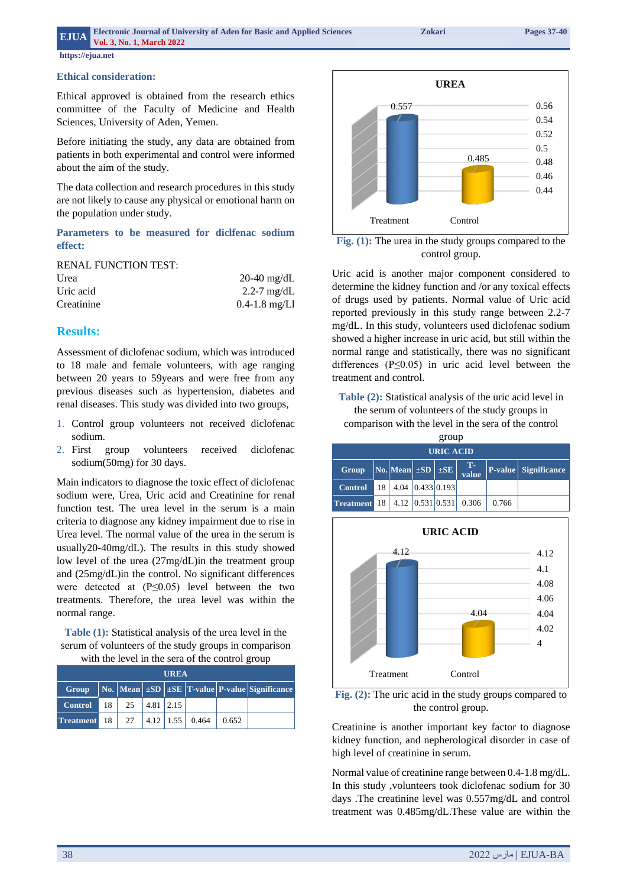### Ethical consideration:

Ethical approved is obtained from the research ethics committee of the Faculty of Medicine and Health Sciences, University of Aden, Yemen.

Before initiating the study, any data are obtained from patients in both experimental and control were informed about the aim of the study.

The data collection and research procedures in this study are not likely to cause any physical or emotional harm on the population under study.

### Parameters to be measured for diclfenac sodium effect:

RENAL FUNCTION TEST:

| | |
|---|---|
| Urea | 20-40 mg/dL |
| Uric acid | 2.2-7 mg/dL |
| Creatinine | 0.4-1.8 mg/Ll |

## Results:

Assessment of diclofenac sodium, which was introduced to 18 male and female volunteers, with age ranging between 20 years to 59years and were free from any previous diseases such as hypertension, diabetes and renal diseases. This study was divided into two groups,

1. Control group volunteers not received diclofenac sodium.
2. First group volunteers received diclofenac sodium(50mg) for 30 days.

Main indicators to diagnose the toxic effect of diclofenac sodium were, Urea, Uric acid and Creatinine for renal function test. The urea level in the serum is a main criteria to diagnose any kidney impairment due to rise in Urea level. The normal value of the urea in the serum is usually20-40mg/dL). The results in this study showed low level of the urea (27mg/dL)in the treatment group and (25mg/dL)in the control. No significant differences were detected at (P≤0.05) level between the two treatments. Therefore, the urea level was within the normal range.

**Table (1):** Statistical analysis of the urea level in the serum of volunteers of the study groups in comparison with the level in the sera of the control group

| UREA | | | | | | | |
|---|---|---|---|---|---|---|---|
| **Group** | **No.** | **Mean** | **±SD** | **±SE** | **T-value** | **P-value** | **Significance** |
| **Control** | 18 | 25 | 4.81 | 2.15 | | | |
| **Treatment** | 18 | 27 | 4.12 | 1.55 | 0.464 | 0.652 | |

**Fig. (1):** The urea in the study groups compared to the control group.

Uric acid is another major component considered to determine the kidney function and /or any toxical effects of drugs used by patients. Normal value of Uric acid reported previously in this study range between 2.2-7 mg/dL. In this study, volunteers used diclofenac sodium showed a higher increase in uric acid, but still within the normal range and statistically, there was no significant differences (P≤0.05) in uric acid level between the treatment and control.

**Table (2):** Statistical analysis of the uric acid level in the serum of volunteers of the study groups in comparison with the level in the sera of the control group

| URIC ACID | | | | | | | |
|---|---|---|---|---|---|---|---|
| **Group** | **No.** | **Mean** | **±SD** | **±SE** | **T-value** | **P-value** | **Significance** |
| **Control** | 18 | 4.04 | 0.433 | 0.193 | | | |
| **Treatment** | 18 | 4.12 | 0.531 | 0.531 | 0.306 | 0.766 | |

**Fig. (2):** The uric acid in the study groups compared to the control group.

Creatinine is another important key factor to diagnose kidney function, and nepherological disorder in case of high level of creatinine in serum.

Normal value of creatinine range between 0.4-1.8 mg/dL. In this study ,volunteers took diclofenac sodium for 30 days .The creatinine level was 0.557mg/dL and control treatment was 0.485mg/dL.These value are within the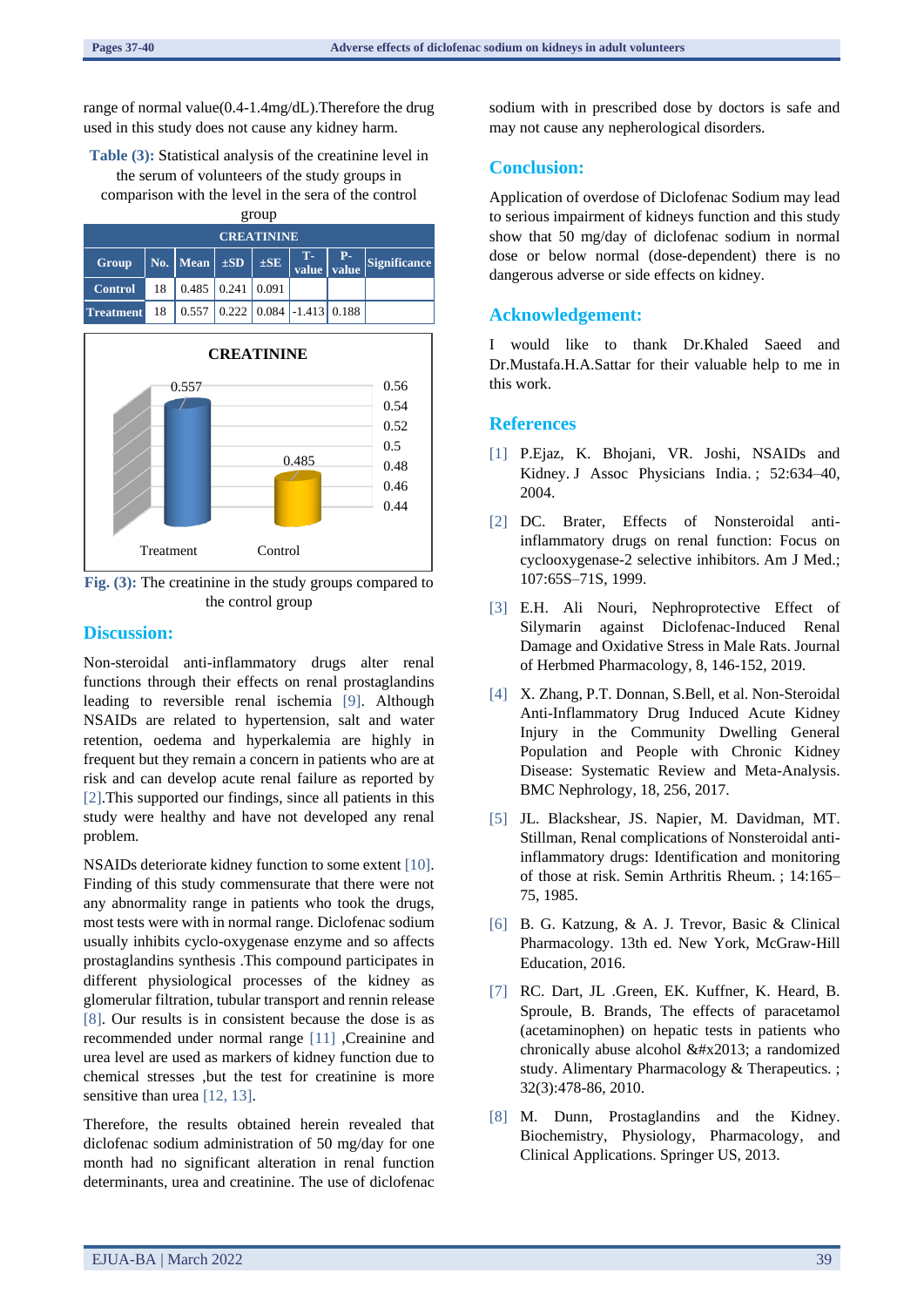range of normal value(0.4-1.4mg/dL).Therefore the drug used in this study does not cause any kidney harm.

**Table (3):** Statistical analysis of the creatinine level in the serum of volunteers of the study groups in comparison with the level in the sera of the control group

| CREATININE | | | | | | | |
|---|---|---|---|---|---|---|---|
| Group | No. | Mean | ±SD | ±SE | T-value | P-value | Significance |
| Control | 18 | 0.485 | 0.241 | 0.091 | | | |
| Treatment | 18 | 0.557 | 0.222 | 0.084 | -1.413 | 0.188 | |

**Fig. (3):** The creatinine in the study groups compared to the control group

## Discussion:

Non-steroidal anti-inflammatory drugs alter renal functions through their effects on renal prostaglandins leading to reversible renal ischemia [9]. Although NSAIDs are related to hypertension, salt and water retention, oedema and hyperkalemia are highly in frequent but they remain a concern in patients who are at risk and can develop acute renal failure as reported by [2].This supported our findings, since all patients in this study were healthy and have not developed any renal problem.

NSAIDs deteriorate kidney function to some extent [10]. Finding of this study commensurate that there were not any abnormality range in patients who took the drugs, most tests were with in normal range. Diclofenac sodium usually inhibits cyclo-oxygenase enzyme and so affects prostaglandins synthesis .This compound participates in different physiological processes of the kidney as glomerular filtration, tubular transport and rennin release [8]. Our results is in consistent because the dose is as recommended under normal range [11] ,Creainine and urea level are used as markers of kidney function due to chemical stresses ,but the test for creatinine is more sensitive than urea [12, 13].

Therefore, the results obtained herein revealed that diclofenac sodium administration of 50 mg/day for one month had no significant alteration in renal function determinants, urea and creatinine. The use of diclofenac sodium with in prescribed dose by doctors is safe and may not cause any nepherological disorders.

## Conclusion:

Application of overdose of Diclofenac Sodium may lead to serious impairment of kidneys function and this study show that 50 mg/day of diclofenac sodium in normal dose or below normal (dose-dependent) there is no dangerous adverse or side effects on kidney.

## Acknowledgement:

I would like to thank Dr.Khaled Saeed and Dr.Mustafa.H.A.Sattar for their valuable help to me in this work.

## References

[1] P.Ejaz, K. Bhojani, VR. Joshi, NSAIDs and Kidney. J Assoc Physicians India. ; 52:634–40, 2004.

[2] DC. Brater, Effects of Nonsteroidal anti-inflammatory drugs on renal function: Focus on cyclooxygenase-2 selective inhibitors. Am J Med.; 107:65S–71S, 1999.

[3] E.H. Ali Nouri, Nephroprotective Effect of Silymarin against Diclofenac-Induced Renal Damage and Oxidative Stress in Male Rats. Journal of Herbmed Pharmacology, 8, 146-152, 2019.

[4] X. Zhang, P.T. Donnan, S.Bell, et al. Non-Steroidal Anti-Inflammatory Drug Induced Acute Kidney Injury in the Community Dwelling General Population and People with Chronic Kidney Disease: Systematic Review and Meta-Analysis. BMC Nephrology, 18, 256, 2017.

[5] JL. Blackshear, JS. Napier, M. Davidman, MT. Stillman, Renal complications of Nonsteroidal anti-inflammatory drugs: Identification and monitoring of those at risk. Semin Arthritis Rheum. ; 14:165–75, 1985.

[6] B. G. Katzung, & A. J. Trevor, Basic & Clinical Pharmacology. 13th ed. New York, McGraw-Hill Education, 2016.

[7] RC. Dart, JL .Green, EK. Kuffner, K. Heard, B. Sproule, B. Brands, The effects of paracetamol (acetaminophen) on hepatic tests in patients who chronically abuse alcohol &#x2013; a randomized study. Alimentary Pharmacology & Therapeutics. ; 32(3):478-86, 2010.

[8] M. Dunn, Prostaglandins and the Kidney. Biochemistry, Physiology, Pharmacology, and Clinical Applications. Springer US, 2013.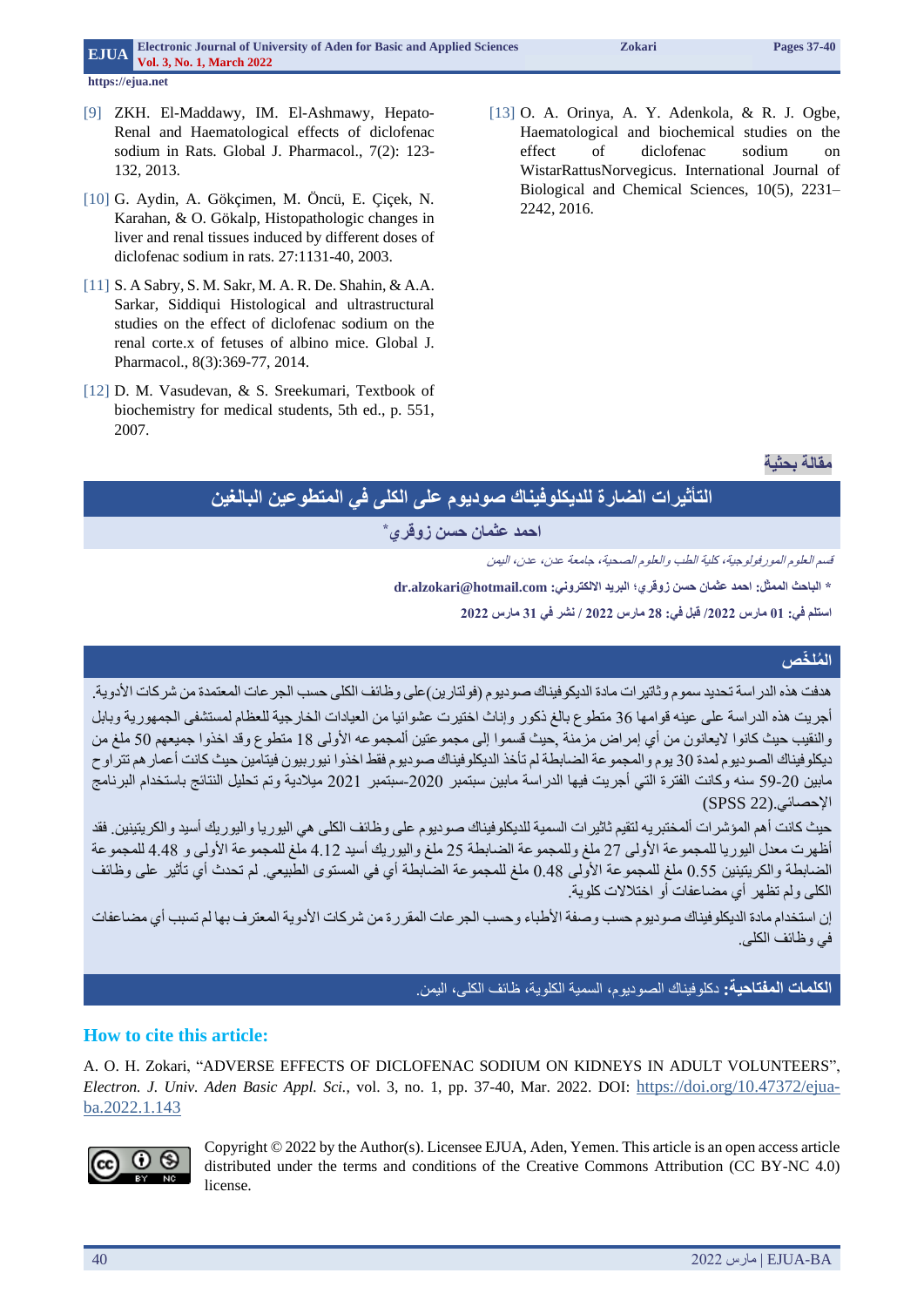[9] ZKH. El-Maddawy, IM. El-Ashmawy, Hepato-Renal and Haematological effects of diclofenac sodium in Rats. Global J. Pharmacol., 7(2): 123-132, 2013.

[10] G. Aydin, A. Gökçimen, M. Öncü, E. Çiçek, N. Karahan, & O. Gökalp, Histopathologic changes in liver and renal tissues induced by different doses of diclofenac sodium in rats. 27:1131-40, 2003.

[11] S. A Sabry, S. M. Sakr, M. A. R. De. Shahin, & A.A. Sarkar, Siddiqui Histological and ultrastructural studies on the effect of diclofenac sodium on the renal corte.x of fetuses of albino mice. Global J. Pharmacol., 8(3):369-77, 2014.

[12] D. M. Vasudevan, & S. Sreekumari, Textbook of biochemistry for medical students, 5th ed., p. 551, 2007.

[13] O. A. Orinya, A. Y. Adenkola, & R. J. Ogbe, Haematological and biochemical studies on the effect of diclofenac sodium on WistarRattusNorvegicus. International Journal of Biological and Chemical Sciences, 10(5), 2231–2242, 2016.

**مقالة بحثية**

# التأثيرات الضارة للديكلوفيناك صوديوم على الكلى في المتطوعين البالغين

**احمد عثمان حسن زوقري***

*قسم العلوم المورفولوجية، كلية الطب والعلوم الصحية، جامعة عدن، عدن، اليمن*

**\* الباحث الممثل: احمد عثمان حسن زوقري؛ البريد الالكتروني: dr.alzokari@hotmail.com**

**استلم في: 01 مارس 2022/ قبل في: 28 مارس 2022 / نشر في 31 مارس 2022**

## المُلخّص

هدفت هذه الدراسة تحديد سموم وتاثيرات مادة الديكوفيناك صوديوم (فولتارين)على وظائف الكلى حسب الجرعات المعتمدة من شركات الأدوية. أجريت هذه الدراسة على عينه قوامها 36 متطوع بالغ ذكور وإناث اختيرت عشوائيا من العيادات الخارجية للعظام لمستشفى الجمهورية وبابل والنقيب حيث كانوا لايعانون من أي إمراض مزمنة ,حيث قسموا إلى مجموعتين ألمجموعه الأولى 18 متطوع وقد اخذوا جميعهم 50 ملغ من ديكلوفيناك الصوديوم لمدة 30 يوم والمجموعة الضابطة لم تأخذ الديكلوفيناك صوديوم فقط اخذوا نيوربيون فيتامين حيث كانت أعمارهم تتراوح مابين 20-59 سنه وكانت الفترة التي أجريت فيها الدراسة مابين سبتمبر 2020-سبتمبر 2021 ميلادية وتم تحليل النتائج باستخدام البرنامج الإحصائي.(SPSS 22)

حيث كانت أهم المؤشرات ألمختبريه لتقيم تاثيرات السمية للديكلوفيناك صوديوم على وظائف الكلى هي اليوريا واليوريك أسيد والكرياتينين. فقد أظهرت معدل اليوريا للمجموعة الأولى 27 ملغ وللمجموعة الضابطة 25 ملغ واليوريك أسيد 4.12 ملغ للمجموعة الأولى و 4.48 للمجموعة الضابطة والكرياتينين 0.55 ملغ للمجموعة الأولى 0.48 ملغ للمجموعة الضابطة أي في المستوى الطبيعي. لم تحدث أي تأثير على وظائف الكلى ولم تظهر أي مضاعفات أو اختلالات كلوية.

إن استخدام مادة الديكلوفيناك صوديوم حسب وصفة الأطباء وحسب الجرعات المقررة من شركات الأدوية المعترف بها لم تسبب أي مضاعفات في وظائف الكلى.

**الكلمات المفتاحية:** دكلوفيناك الصوديوم، السمية الكلوية، ظائف الكلى، اليمن.

## How to cite this article:

A. O. H. Zokari, "ADVERSE EFFECTS OF DICLOFENAC SODIUM ON KIDNEYS IN ADULT VOLUNTEERS", *Electron. J. Univ. Aden Basic Appl. Sci.*, vol. 3, no. 1, pp. 37-40, Mar. 2022. DOI: https://doi.org/10.47372/ejua-ba.2022.1.143

Copyright © 2022 by the Author(s). Licensee EJUA, Aden, Yemen. This article is an open access article distributed under the terms and conditions of the Creative Commons Attribution (CC BY-NC 4.0) license.